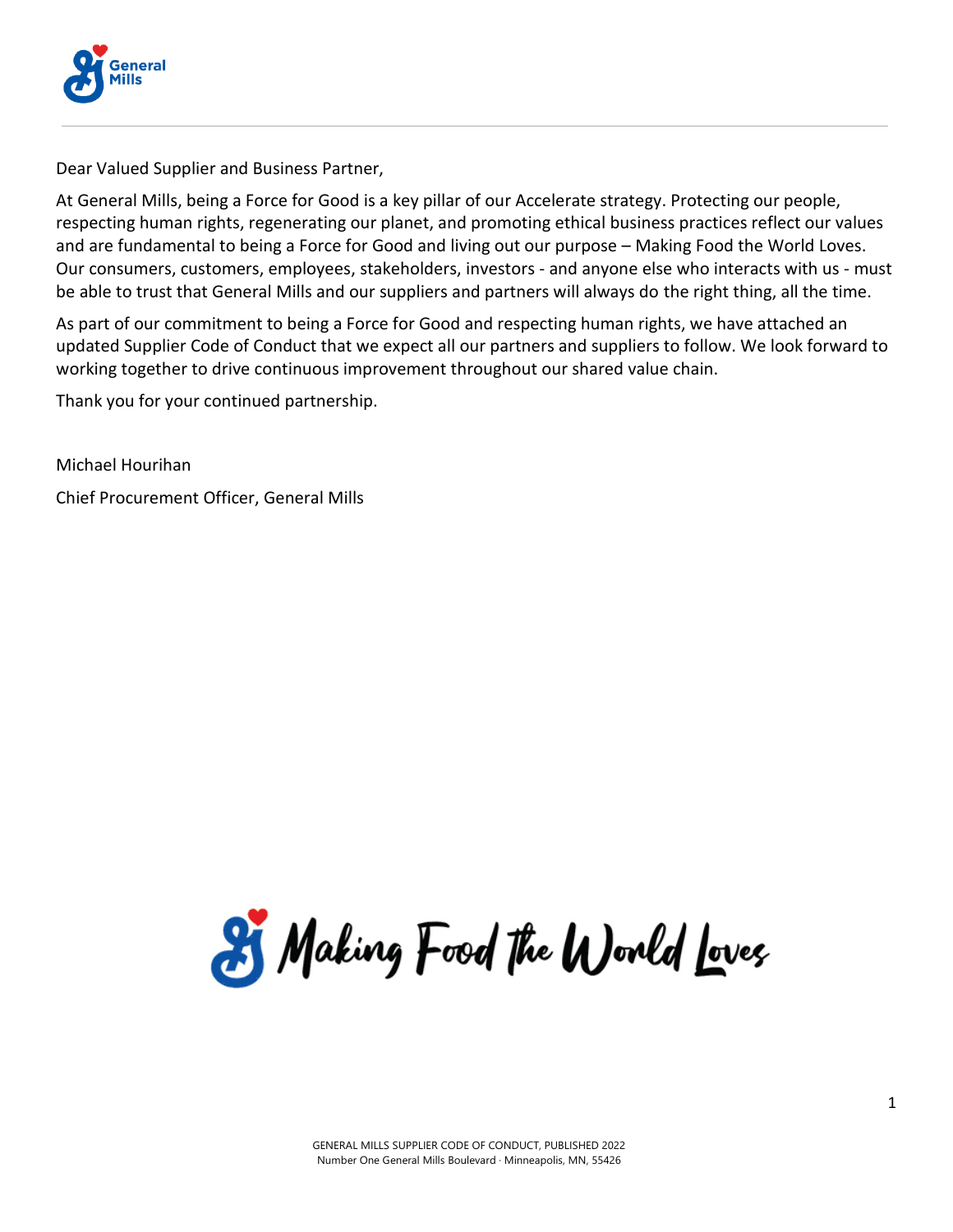Dear Valued Supplier and Business Partner,

At General Mills, being a Force for Good is a key pillar of our Accelerate strategy. Protecting our people, respecting human rights, regenerating our planet, and promoting ethical business practices reflect our values and are fundamental to being a Force for Good and living out our purpose – Making Food the World Loves. Our consumers, customers, employees, stakeholders, investors - and anyone else who interacts with us - must be able to trust that General Mills and our suppliers and partners will always do the right thing, all the time.

As part of our commitment to being a Force for Good and respecting human rights, we have attached an updated Supplier Code of Conduct that we expect all our partners and suppliers to follow. We look forward to working together to drive continuous improvement throughout our shared value chain.

Thank you for your continued partnership.

Michael Hourihan

Chief Procurement Officer, General Mills

Making Food the World Loves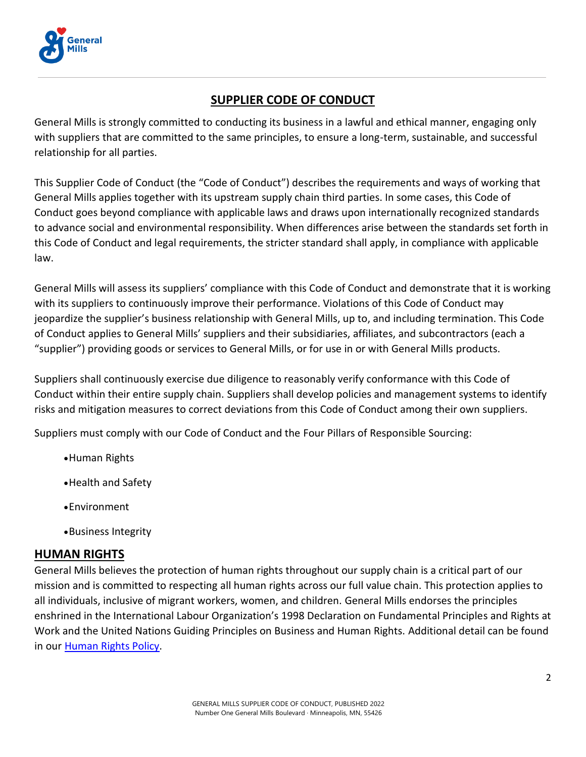# SUPPLIER CODE OF CONDUCT

General Mills is strongly committed to conducting its business in a lawful and ethical manner, engaging only with suppliers that are committed to the same principles, to ensure a long-term, sustainable, and successful relationship for all parties.

This Supplier Code of Conduct (the "Code of Conduct") describes the requirements and ways of working that General Mills applies together with its upstream supply chain third parties. In some cases, this Code of Conduct goes beyond compliance with applicable laws and draws upon internationally recognized standards to advance social and environmental responsibility. When differences arise between the standards set forth in this Code of Conduct and legal requirements, the stricter standard shall apply, in compliance with applicable law.

General Mills will assess its suppliers' compliance with this Code of Conduct and demonstrate that it is working with its suppliers to continuously improve their performance. Violations of this Code of Conduct may jeopardize the supplier's business relationship with General Mills, up to, and including termination. This Code of Conduct applies to General Mills' suppliers and their subsidiaries, affiliates, and subcontractors (each a "supplier") providing goods or services to General Mills, or for use in or with General Mills products.

Suppliers shall continuously exercise due diligence to reasonably verify conformance with this Code of Conduct within their entire supply chain. Suppliers shall develop policies and management systems to identify risks and mitigation measures to correct deviations from this Code of Conduct among their own suppliers.

Suppliers must comply with our Code of Conduct and the Four Pillars of Responsible Sourcing:

- Human Rights
- Health and Safety
- Environment
- Business Integrity

## HUMAN RIGHTS

General Mills believes the protection of human rights throughout our supply chain is a critical part of our mission and is committed to respecting all human rights across our full value chain. This protection applies to all individuals, inclusive of migrant workers, women, and children. General Mills endorses the principles enshrined in the International Labour Organization's 1998 Declaration on Fundamental Principles and Rights at Work and the United Nations Guiding Principles on Business and Human Rights. Additional detail can be found in our Human Rights Policy.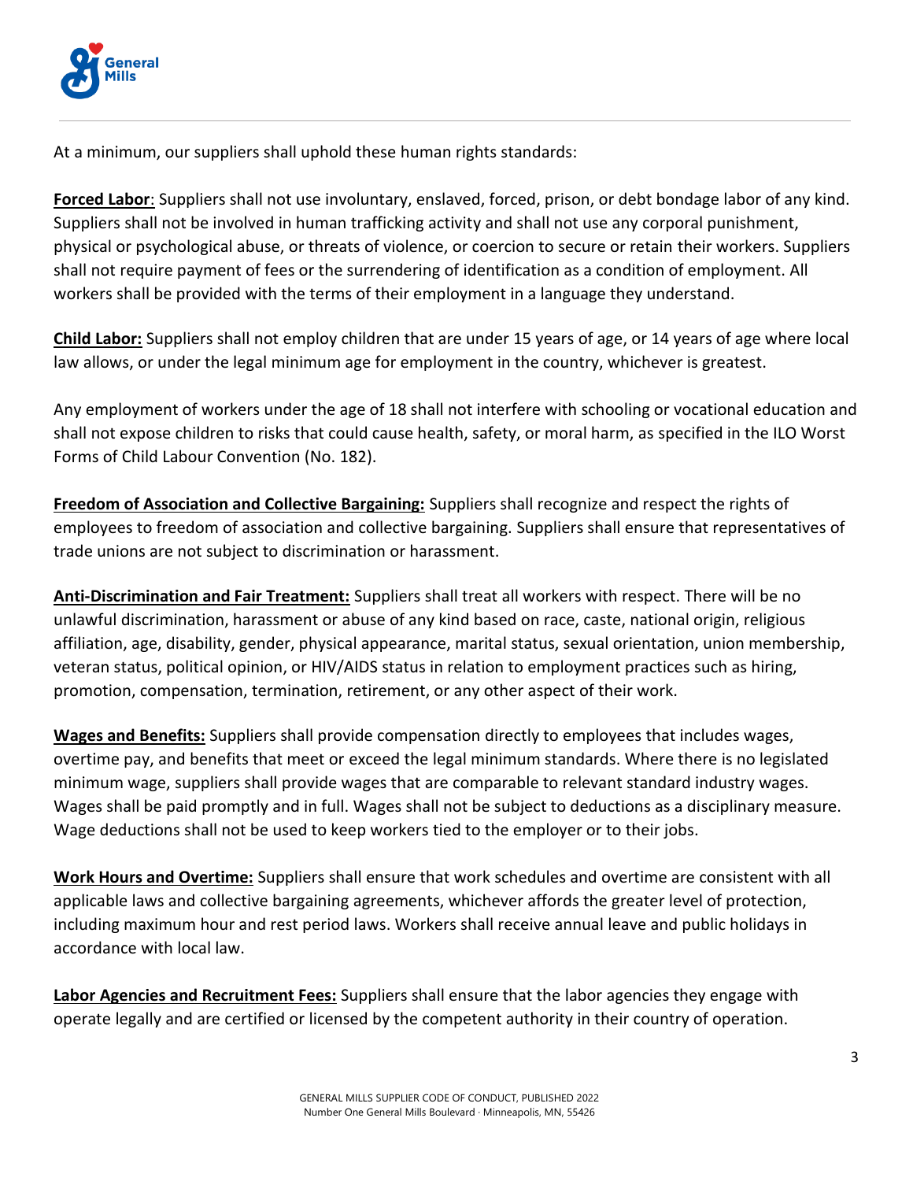At a minimum, our suppliers shall uphold these human rights standards:

**Forced Labor**: Suppliers shall not use involuntary, enslaved, forced, prison, or debt bondage labor of any kind. Suppliers shall not be involved in human trafficking activity and shall not use any corporal punishment, physical or psychological abuse, or threats of violence, or coercion to secure or retain their workers. Suppliers shall not require payment of fees or the surrendering of identification as a condition of employment. All workers shall be provided with the terms of their employment in a language they understand.

**Child Labor:** Suppliers shall not employ children that are under 15 years of age, or 14 years of age where local law allows, or under the legal minimum age for employment in the country, whichever is greatest.

Any employment of workers under the age of 18 shall not interfere with schooling or vocational education and shall not expose children to risks that could cause health, safety, or moral harm, as specified in the ILO Worst Forms of Child Labour Convention (No. 182).

**Freedom of Association and Collective Bargaining:** Suppliers shall recognize and respect the rights of employees to freedom of association and collective bargaining. Suppliers shall ensure that representatives of trade unions are not subject to discrimination or harassment.

**Anti-Discrimination and Fair Treatment:** Suppliers shall treat all workers with respect. There will be no unlawful discrimination, harassment or abuse of any kind based on race, caste, national origin, religious affiliation, age, disability, gender, physical appearance, marital status, sexual orientation, union membership, veteran status, political opinion, or HIV/AIDS status in relation to employment practices such as hiring, promotion, compensation, termination, retirement, or any other aspect of their work.

**Wages and Benefits:** Suppliers shall provide compensation directly to employees that includes wages, overtime pay, and benefits that meet or exceed the legal minimum standards. Where there is no legislated minimum wage, suppliers shall provide wages that are comparable to relevant standard industry wages. Wages shall be paid promptly and in full. Wages shall not be subject to deductions as a disciplinary measure. Wage deductions shall not be used to keep workers tied to the employer or to their jobs.

**Work Hours and Overtime:** Suppliers shall ensure that work schedules and overtime are consistent with all applicable laws and collective bargaining agreements, whichever affords the greater level of protection, including maximum hour and rest period laws. Workers shall receive annual leave and public holidays in accordance with local law.

**Labor Agencies and Recruitment Fees:** Suppliers shall ensure that the labor agencies they engage with operate legally and are certified or licensed by the competent authority in their country of operation.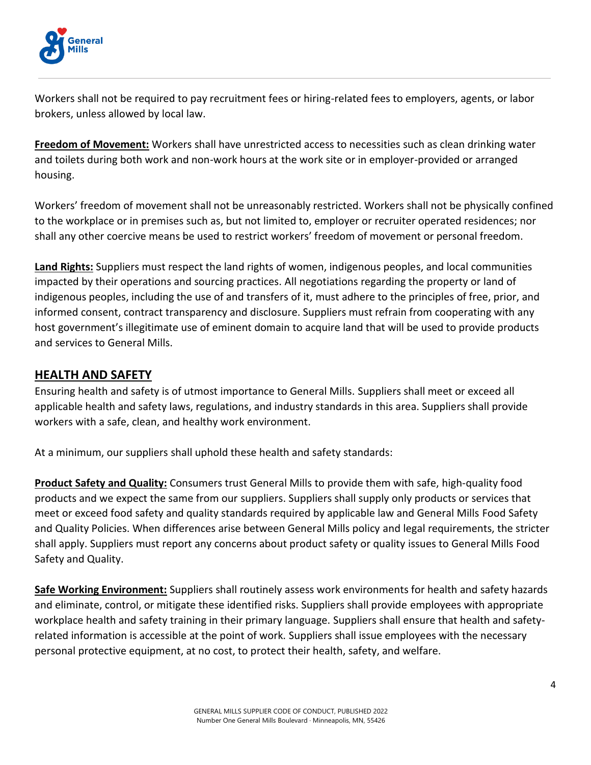Workers shall not be required to pay recruitment fees or hiring-related fees to employers, agents, or labor brokers, unless allowed by local law.

**Freedom of Movement:** Workers shall have unrestricted access to necessities such as clean drinking water and toilets during both work and non-work hours at the work site or in employer-provided or arranged housing.

Workers' freedom of movement shall not be unreasonably restricted. Workers shall not be physically confined to the workplace or in premises such as, but not limited to, employer or recruiter operated residences; nor shall any other coercive means be used to restrict workers' freedom of movement or personal freedom.

**Land Rights:** Suppliers must respect the land rights of women, indigenous peoples, and local communities impacted by their operations and sourcing practices. All negotiations regarding the property or land of indigenous peoples, including the use of and transfers of it, must adhere to the principles of free, prior, and informed consent, contract transparency and disclosure. Suppliers must refrain from cooperating with any host government's illegitimate use of eminent domain to acquire land that will be used to provide products and services to General Mills.

## HEALTH AND SAFETY

Ensuring health and safety is of utmost importance to General Mills. Suppliers shall meet or exceed all applicable health and safety laws, regulations, and industry standards in this area. Suppliers shall provide workers with a safe, clean, and healthy work environment.

At a minimum, our suppliers shall uphold these health and safety standards:

**Product Safety and Quality:** Consumers trust General Mills to provide them with safe, high-quality food products and we expect the same from our suppliers. Suppliers shall supply only products or services that meet or exceed food safety and quality standards required by applicable law and General Mills Food Safety and Quality Policies. When differences arise between General Mills policy and legal requirements, the stricter shall apply. Suppliers must report any concerns about product safety or quality issues to General Mills Food Safety and Quality.

**Safe Working Environment:** Suppliers shall routinely assess work environments for health and safety hazards and eliminate, control, or mitigate these identified risks. Suppliers shall provide employees with appropriate workplace health and safety training in their primary language. Suppliers shall ensure that health and safety-related information is accessible at the point of work. Suppliers shall issue employees with the necessary personal protective equipment, at no cost, to protect their health, safety, and welfare.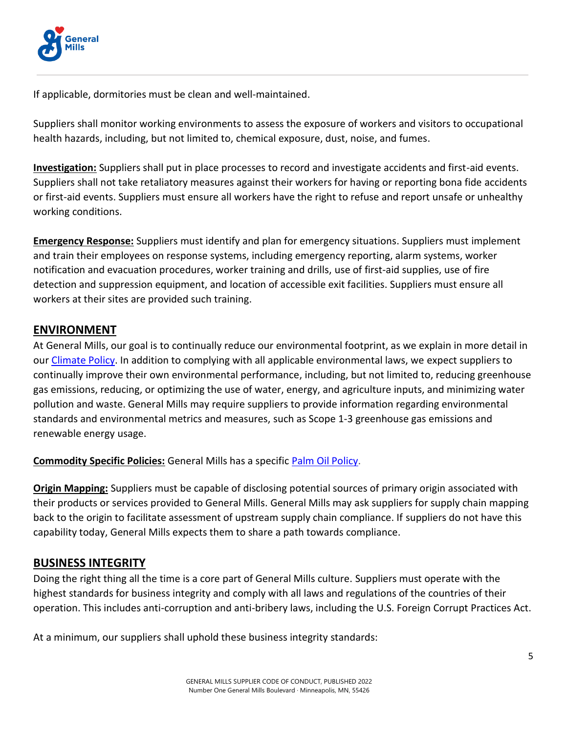If applicable, dormitories must be clean and well-maintained.

Suppliers shall monitor working environments to assess the exposure of workers and visitors to occupational health hazards, including, but not limited to, chemical exposure, dust, noise, and fumes.

**Investigation:** Suppliers shall put in place processes to record and investigate accidents and first-aid events. Suppliers shall not take retaliatory measures against their workers for having or reporting bona fide accidents or first-aid events. Suppliers must ensure all workers have the right to refuse and report unsafe or unhealthy working conditions.

**Emergency Response:** Suppliers must identify and plan for emergency situations. Suppliers must implement and train their employees on response systems, including emergency reporting, alarm systems, worker notification and evacuation procedures, worker training and drills, use of first-aid supplies, use of fire detection and suppression equipment, and location of accessible exit facilities. Suppliers must ensure all workers at their sites are provided such training.

## ENVIRONMENT

At General Mills, our goal is to continually reduce our environmental footprint, as we explain in more detail in our Climate Policy. In addition to complying with all applicable environmental laws, we expect suppliers to continually improve their own environmental performance, including, but not limited to, reducing greenhouse gas emissions, reducing, or optimizing the use of water, energy, and agriculture inputs, and minimizing water pollution and waste. General Mills may require suppliers to provide information regarding environmental standards and environmental metrics and measures, such as Scope 1-3 greenhouse gas emissions and renewable energy usage.

**Commodity Specific Policies:** General Mills has a specific Palm Oil Policy.

**Origin Mapping:** Suppliers must be capable of disclosing potential sources of primary origin associated with their products or services provided to General Mills. General Mills may ask suppliers for supply chain mapping back to the origin to facilitate assessment of upstream supply chain compliance. If suppliers do not have this capability today, General Mills expects them to share a path towards compliance.

## BUSINESS INTEGRITY

Doing the right thing all the time is a core part of General Mills culture. Suppliers must operate with the highest standards for business integrity and comply with all laws and regulations of the countries of their operation. This includes anti-corruption and anti-bribery laws, including the U.S. Foreign Corrupt Practices Act.

At a minimum, our suppliers shall uphold these business integrity standards: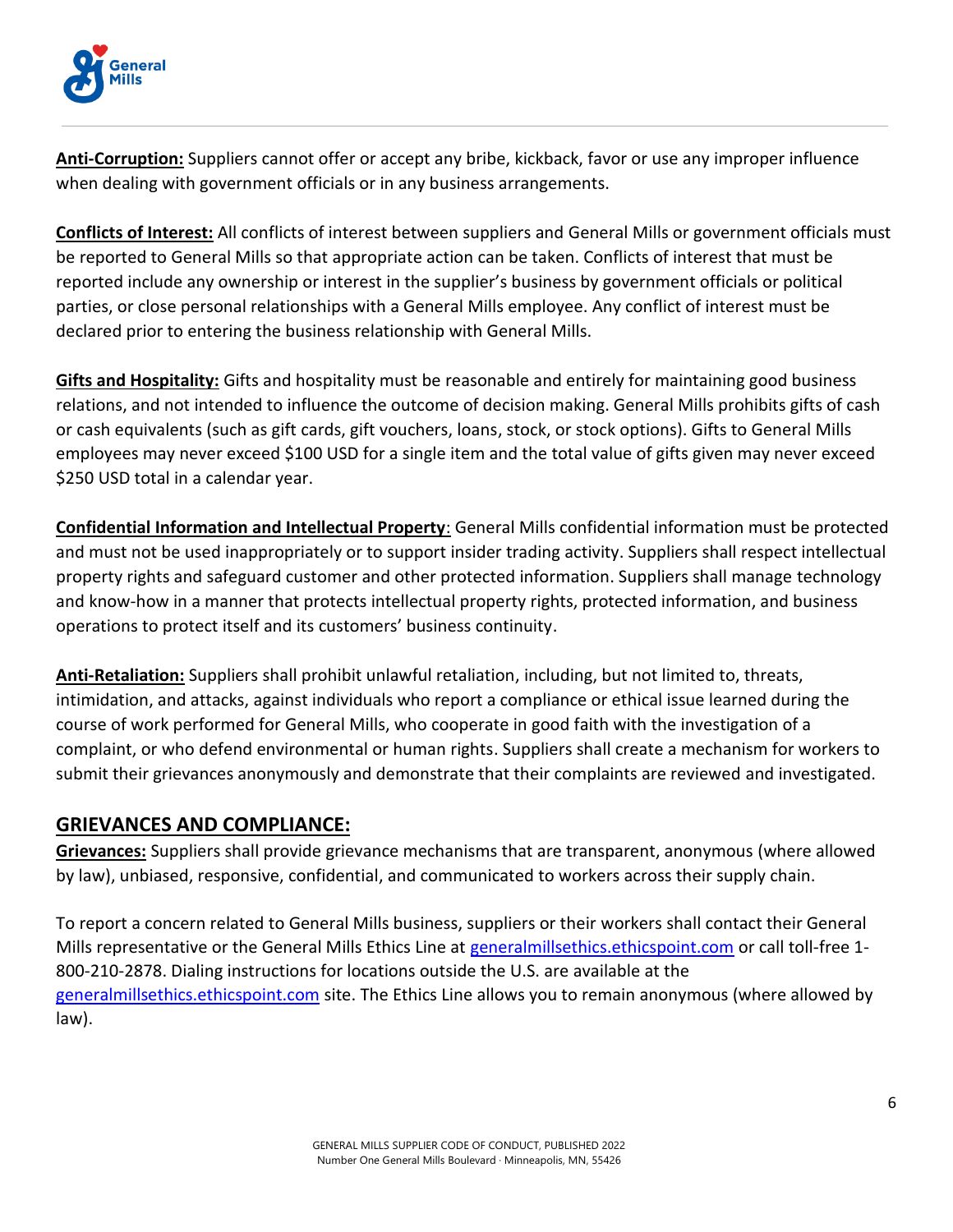**Anti-Corruption:** Suppliers cannot offer or accept any bribe, kickback, favor or use any improper influence when dealing with government officials or in any business arrangements.

**Conflicts of Interest:** All conflicts of interest between suppliers and General Mills or government officials must be reported to General Mills so that appropriate action can be taken. Conflicts of interest that must be reported include any ownership or interest in the supplier's business by government officials or political parties, or close personal relationships with a General Mills employee. Any conflict of interest must be declared prior to entering the business relationship with General Mills.

**Gifts and Hospitality:** Gifts and hospitality must be reasonable and entirely for maintaining good business relations, and not intended to influence the outcome of decision making. General Mills prohibits gifts of cash or cash equivalents (such as gift cards, gift vouchers, loans, stock, or stock options). Gifts to General Mills employees may never exceed $100 USD for a single item and the total value of gifts given may never exceed $250 USD total in a calendar year.

**Confidential Information and Intellectual Property**: General Mills confidential information must be protected and must not be used inappropriately or to support insider trading activity. Suppliers shall respect intellectual property rights and safeguard customer and other protected information. Suppliers shall manage technology and know-how in a manner that protects intellectual property rights, protected information, and business operations to protect itself and its customers' business continuity.

**Anti-Retaliation:** Suppliers shall prohibit unlawful retaliation, including, but not limited to, threats, intimidation, and attacks, against individuals who report a compliance or ethical issue learned during the course of work performed for General Mills, who cooperate in good faith with the investigation of a complaint, or who defend environmental or human rights. Suppliers shall create a mechanism for workers to submit their grievances anonymously and demonstrate that their complaints are reviewed and investigated.

## GRIEVANCES AND COMPLIANCE:

**Grievances:** Suppliers shall provide grievance mechanisms that are transparent, anonymous (where allowed by law), unbiased, responsive, confidential, and communicated to workers across their supply chain.

To report a concern related to General Mills business, suppliers or their workers shall contact their General Mills representative or the General Mills Ethics Line at generalmillsethics.ethicspoint.com or call toll-free 1-800-210-2878. Dialing instructions for locations outside the U.S. are available at the generalmillsethics.ethicspoint.com site. The Ethics Line allows you to remain anonymous (where allowed by law).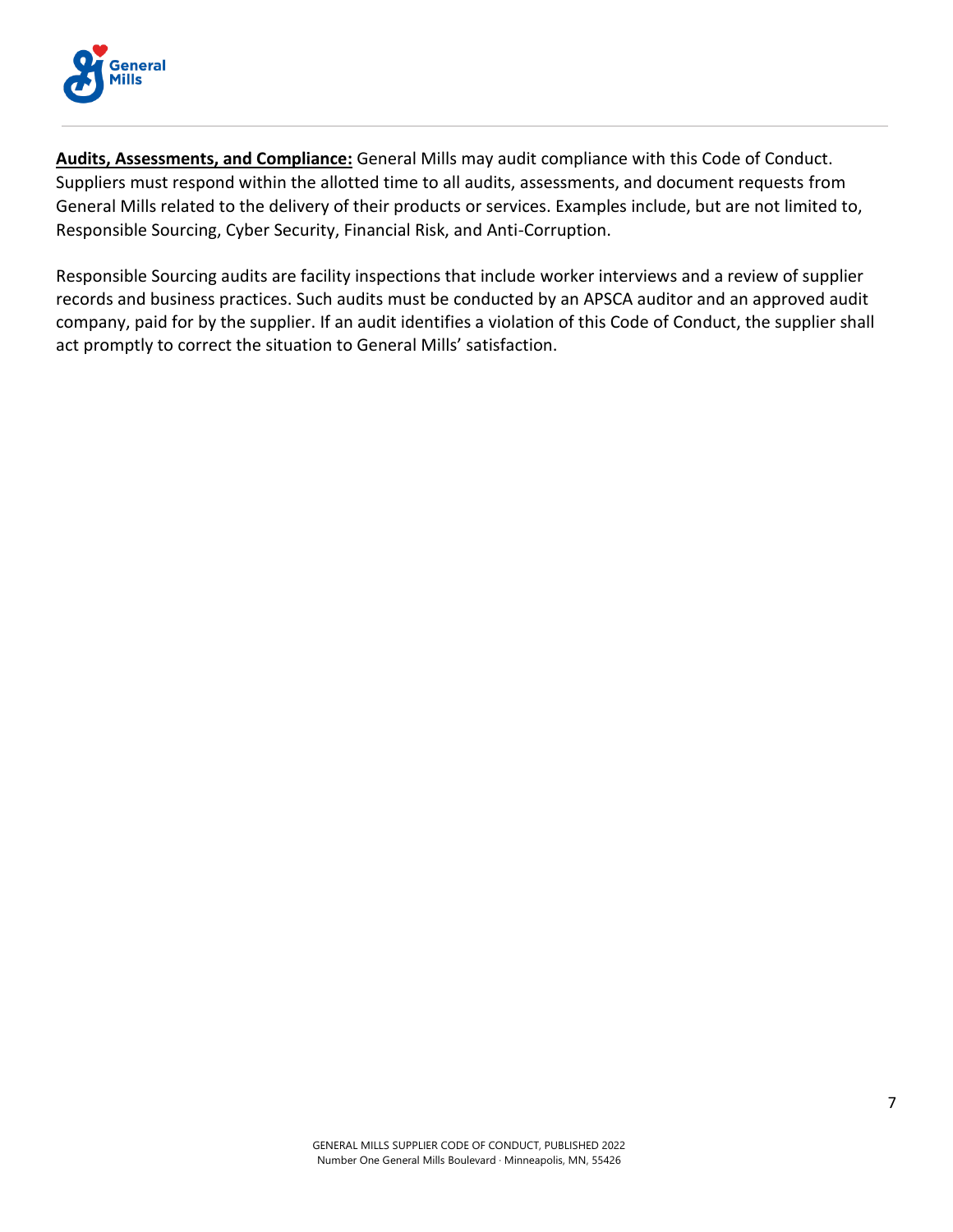**Audits, Assessments, and Compliance:** General Mills may audit compliance with this Code of Conduct. Suppliers must respond within the allotted time to all audits, assessments, and document requests from General Mills related to the delivery of their products or services. Examples include, but are not limited to, Responsible Sourcing, Cyber Security, Financial Risk, and Anti-Corruption.

Responsible Sourcing audits are facility inspections that include worker interviews and a review of supplier records and business practices. Such audits must be conducted by an APSCA auditor and an approved audit company, paid for by the supplier. If an audit identifies a violation of this Code of Conduct, the supplier shall act promptly to correct the situation to General Mills' satisfaction.